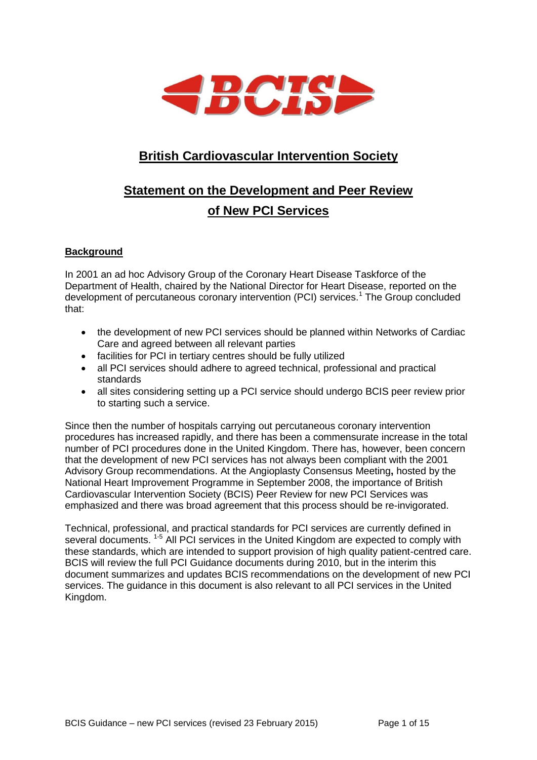BCIS

# British Cardiovascular Intervention Society

## Statement on the Development and Peer Review of New PCI Services

### Background

In 2001 an ad hoc Advisory Group of the Coronary Heart Disease Taskforce of the Department of Health, chaired by the National Director for Heart Disease, reported on the development of percutaneous coronary intervention (PCI) services.[1] The Group concluded that:

- the development of new PCI services should be planned within Networks of Cardiac Care and agreed between all relevant parties
- facilities for PCI in tertiary centres should be fully utilized
- all PCI services should adhere to agreed technical, professional and practical standards
- all sites considering setting up a PCI service should undergo BCIS peer review prior to starting such a service.

Since then the number of hospitals carrying out percutaneous coronary intervention procedures has increased rapidly, and there has been a commensurate increase in the total number of PCI procedures done in the United Kingdom. There has, however, been concern that the development of new PCI services has not always been compliant with the 2001 Advisory Group recommendations. At the Angioplasty Consensus Meeting**,** hosted by the National Heart Improvement Programme in September 2008, the importance of British Cardiovascular Intervention Society (BCIS) Peer Review for new PCI Services was emphasized and there was broad agreement that this process should be re-invigorated.

Technical, professional, and practical standards for PCI services are currently defined in several documents.[1-5] All PCI services in the United Kingdom are expected to comply with these standards, which are intended to support provision of high quality patient-centred care. BCIS will review the full PCI Guidance documents during 2010, but in the interim this document summarizes and updates BCIS recommendations on the development of new PCI services. The guidance in this document is also relevant to all PCI services in the United Kingdom.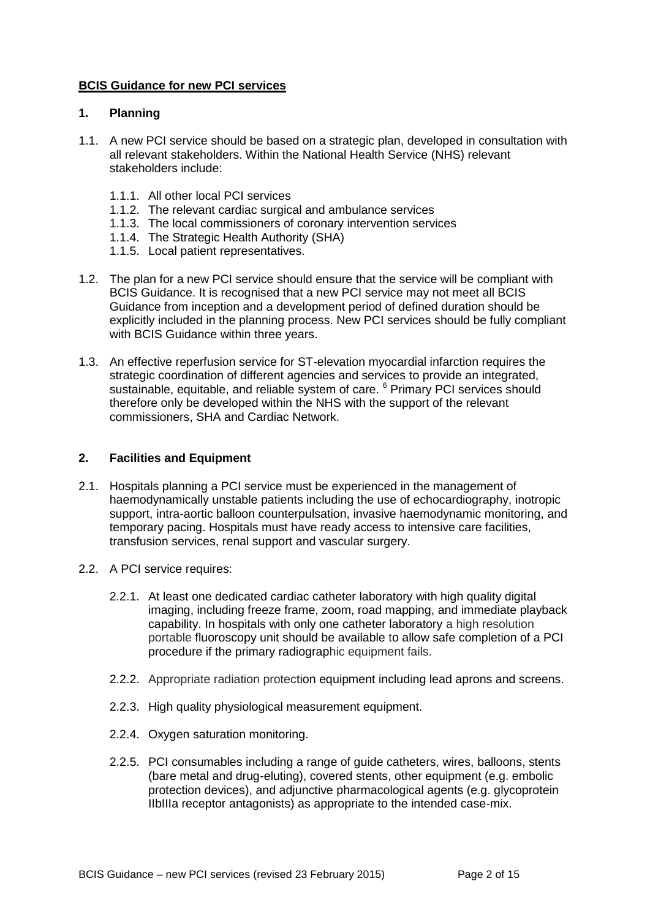**BCIS Guidance for new PCI services**

## 1. Planning

1.1. A new PCI service should be based on a strategic plan, developed in consultation with all relevant stakeholders. Within the National Health Service (NHS) relevant stakeholders include:

- 1.1.1. All other local PCI services
- 1.1.2. The relevant cardiac surgical and ambulance services
- 1.1.3. The local commissioners of coronary intervention services
- 1.1.4. The Strategic Health Authority (SHA)
- 1.1.5. Local patient representatives.

1.2. The plan for a new PCI service should ensure that the service will be compliant with BCIS Guidance. It is recognised that a new PCI service may not meet all BCIS Guidance from inception and a development period of defined duration should be explicitly included in the planning process. New PCI services should be fully compliant with BCIS Guidance within three years.

1.3. An effective reperfusion service for ST-elevation myocardial infarction requires the strategic coordination of different agencies and services to provide an integrated, sustainable, equitable, and reliable system of care. [6] Primary PCI services should therefore only be developed within the NHS with the support of the relevant commissioners, SHA and Cardiac Network.

## 2. Facilities and Equipment

2.1. Hospitals planning a PCI service must be experienced in the management of haemodynamically unstable patients including the use of echocardiography, inotropic support, intra-aortic balloon counterpulsation, invasive haemodynamic monitoring, and temporary pacing. Hospitals must have ready access to intensive care facilities, transfusion services, renal support and vascular surgery.

2.2. A PCI service requires:

- 2.2.1. At least one dedicated cardiac catheter laboratory with high quality digital imaging, including freeze frame, zoom, road mapping, and immediate playback capability. In hospitals with only one catheter laboratory a high resolution portable fluoroscopy unit should be available to allow safe completion of a PCI procedure if the primary radiographic equipment fails.

- 2.2.2. Appropriate radiation protection equipment including lead aprons and screens.

- 2.2.3. High quality physiological measurement equipment.

- 2.2.4. Oxygen saturation monitoring.

- 2.2.5. PCI consumables including a range of guide catheters, wires, balloons, stents (bare metal and drug-eluting), covered stents, other equipment (e.g. embolic protection devices), and adjunctive pharmacological agents (e.g. glycoprotein IIbIIIa receptor antagonists) as appropriate to the intended case-mix.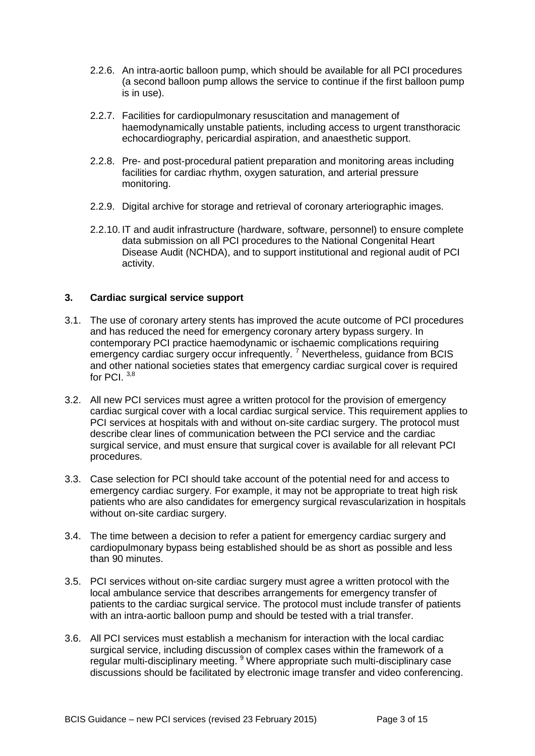2.2.6. An intra-aortic balloon pump, which should be available for all PCI procedures (a second balloon pump allows the service to continue if the first balloon pump is in use).

2.2.7. Facilities for cardiopulmonary resuscitation and management of haemodynamically unstable patients, including access to urgent transthoracic echocardiography, pericardial aspiration, and anaesthetic support.

2.2.8. Pre- and post-procedural patient preparation and monitoring areas including facilities for cardiac rhythm, oxygen saturation, and arterial pressure monitoring.

2.2.9. Digital archive for storage and retrieval of coronary arteriographic images.

2.2.10. IT and audit infrastructure (hardware, software, personnel) to ensure complete data submission on all PCI procedures to the National Congenital Heart Disease Audit (NCHDA), and to support institutional and regional audit of PCI activity.

## 3. Cardiac surgical service support

3.1. The use of coronary artery stents has improved the acute outcome of PCI procedures and has reduced the need for emergency coronary artery bypass surgery. In contemporary PCI practice haemodynamic or ischaemic complications requiring emergency cardiac surgery occur infrequently. [7] Nevertheless, guidance from BCIS and other national societies states that emergency cardiac surgical cover is required for PCI. [3,8]

3.2. All new PCI services must agree a written protocol for the provision of emergency cardiac surgical cover with a local cardiac surgical service. This requirement applies to PCI services at hospitals with and without on-site cardiac surgery. The protocol must describe clear lines of communication between the PCI service and the cardiac surgical service, and must ensure that surgical cover is available for all relevant PCI procedures.

3.3. Case selection for PCI should take account of the potential need for and access to emergency cardiac surgery. For example, it may not be appropriate to treat high risk patients who are also candidates for emergency surgical revascularization in hospitals without on-site cardiac surgery.

3.4. The time between a decision to refer a patient for emergency cardiac surgery and cardiopulmonary bypass being established should be as short as possible and less than 90 minutes.

3.5. PCI services without on-site cardiac surgery must agree a written protocol with the local ambulance service that describes arrangements for emergency transfer of patients to the cardiac surgical service. The protocol must include transfer of patients with an intra-aortic balloon pump and should be tested with a trial transfer.

3.6. All PCI services must establish a mechanism for interaction with the local cardiac surgical service, including discussion of complex cases within the framework of a regular multi-disciplinary meeting. [9] Where appropriate such multi-disciplinary case discussions should be facilitated by electronic image transfer and video conferencing.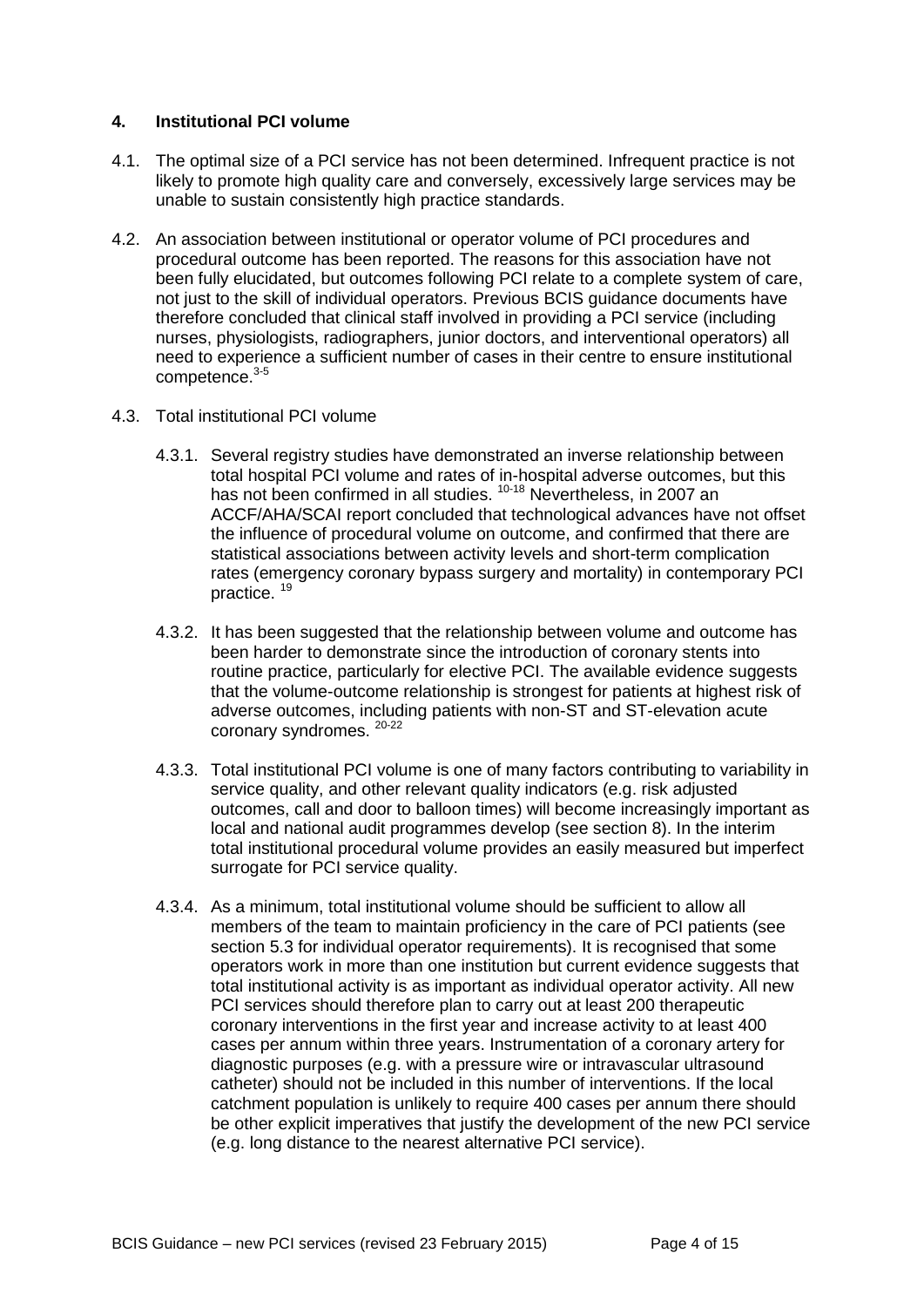## 4. Institutional PCI volume

4.1. The optimal size of a PCI service has not been determined. Infrequent practice is not likely to promote high quality care and conversely, excessively large services may be unable to sustain consistently high practice standards.

4.2. An association between institutional or operator volume of PCI procedures and procedural outcome has been reported. The reasons for this association have not been fully elucidated, but outcomes following PCI relate to a complete system of care, not just to the skill of individual operators. Previous BCIS guidance documents have therefore concluded that clinical staff involved in providing a PCI service (including nurses, physiologists, radiographers, junior doctors, and interventional operators) all need to experience a sufficient number of cases in their centre to ensure institutional competence.[3-5]

4.3. Total institutional PCI volume

4.3.1. Several registry studies have demonstrated an inverse relationship between total hospital PCI volume and rates of in-hospital adverse outcomes, but this has not been confirmed in all studies. [10-18] Nevertheless, in 2007 an ACCF/AHA/SCAI report concluded that technological advances have not offset the influence of procedural volume on outcome, and confirmed that there are statistical associations between activity levels and short-term complication rates (emergency coronary bypass surgery and mortality) in contemporary PCI practice. [19]

4.3.2. It has been suggested that the relationship between volume and outcome has been harder to demonstrate since the introduction of coronary stents into routine practice, particularly for elective PCI. The available evidence suggests that the volume-outcome relationship is strongest for patients at highest risk of adverse outcomes, including patients with non-ST and ST-elevation acute coronary syndromes. [20-22]

4.3.3. Total institutional PCI volume is one of many factors contributing to variability in service quality, and other relevant quality indicators (e.g. risk adjusted outcomes, call and door to balloon times) will become increasingly important as local and national audit programmes develop (see section 8). In the interim total institutional procedural volume provides an easily measured but imperfect surrogate for PCI service quality.

4.3.4. As a minimum, total institutional volume should be sufficient to allow all members of the team to maintain proficiency in the care of PCI patients (see section 5.3 for individual operator requirements). It is recognised that some operators work in more than one institution but current evidence suggests that total institutional activity is as important as individual operator activity. All new PCI services should therefore plan to carry out at least 200 therapeutic coronary interventions in the first year and increase activity to at least 400 cases per annum within three years. Instrumentation of a coronary artery for diagnostic purposes (e.g. with a pressure wire or intravascular ultrasound catheter) should not be included in this number of interventions. If the local catchment population is unlikely to require 400 cases per annum there should be other explicit imperatives that justify the development of the new PCI service (e.g. long distance to the nearest alternative PCI service).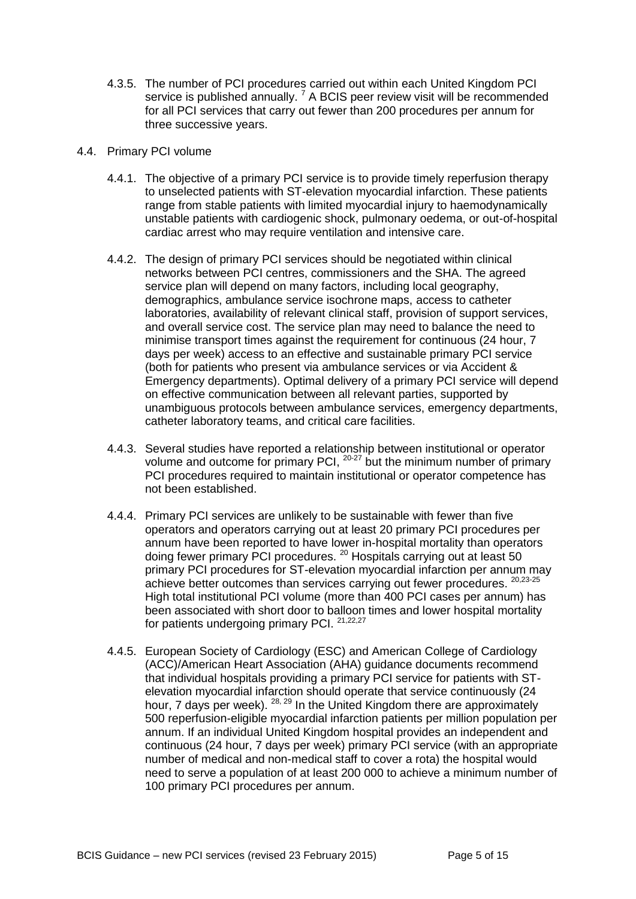4.3.5. The number of PCI procedures carried out within each United Kingdom PCI service is published annually. [7] A BCIS peer review visit will be recommended for all PCI services that carry out fewer than 200 procedures per annum for three successive years.

4.4. Primary PCI volume

4.4.1. The objective of a primary PCI service is to provide timely reperfusion therapy to unselected patients with ST-elevation myocardial infarction. These patients range from stable patients with limited myocardial injury to haemodynamically unstable patients with cardiogenic shock, pulmonary oedema, or out-of-hospital cardiac arrest who may require ventilation and intensive care.

4.4.2. The design of primary PCI services should be negotiated within clinical networks between PCI centres, commissioners and the SHA. The agreed service plan will depend on many factors, including local geography, demographics, ambulance service isochrone maps, access to catheter laboratories, availability of relevant clinical staff, provision of support services, and overall service cost. The service plan may need to balance the need to minimise transport times against the requirement for continuous (24 hour, 7 days per week) access to an effective and sustainable primary PCI service (both for patients who present via ambulance services or via Accident & Emergency departments). Optimal delivery of a primary PCI service will depend on effective communication between all relevant parties, supported by unambiguous protocols between ambulance services, emergency departments, catheter laboratory teams, and critical care facilities.

4.4.3. Several studies have reported a relationship between institutional or operator volume and outcome for primary PCI, [20-27] but the minimum number of primary PCI procedures required to maintain institutional or operator competence has not been established.

4.4.4. Primary PCI services are unlikely to be sustainable with fewer than five operators and operators carrying out at least 20 primary PCI procedures per annum have been reported to have lower in-hospital mortality than operators doing fewer primary PCI procedures. [20] Hospitals carrying out at least 50 primary PCI procedures for ST-elevation myocardial infarction per annum may achieve better outcomes than services carrying out fewer procedures. [20,23-25] High total institutional PCI volume (more than 400 PCI cases per annum) has been associated with short door to balloon times and lower hospital mortality for patients undergoing primary PCI. [21,22,27]

4.4.5. European Society of Cardiology (ESC) and American College of Cardiology (ACC)/American Heart Association (AHA) guidance documents recommend that individual hospitals providing a primary PCI service for patients with ST-elevation myocardial infarction should operate that service continuously (24 hour, 7 days per week). [28, 29] In the United Kingdom there are approximately 500 reperfusion-eligible myocardial infarction patients per million population per annum. If an individual United Kingdom hospital provides an independent and continuous (24 hour, 7 days per week) primary PCI service (with an appropriate number of medical and non-medical staff to cover a rota) the hospital would need to serve a population of at least 200 000 to achieve a minimum number of 100 primary PCI procedures per annum.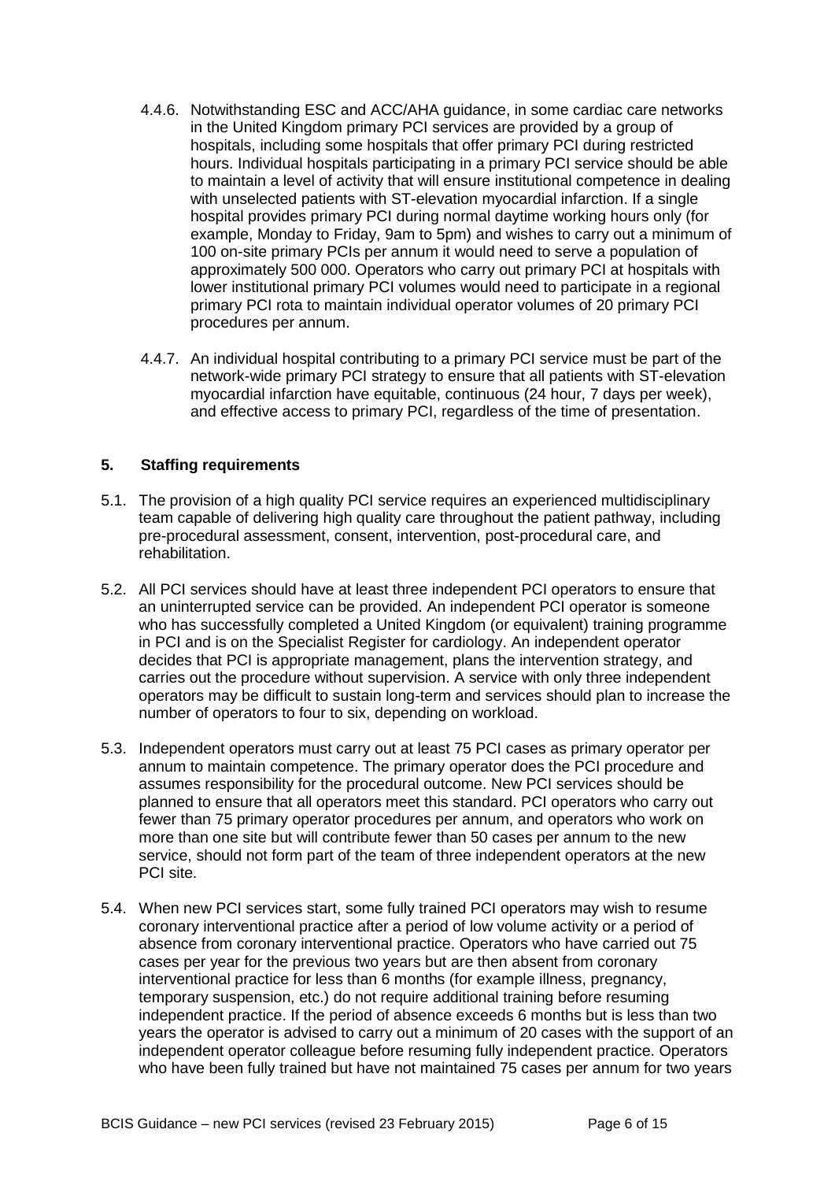4.4.6. Notwithstanding ESC and ACC/AHA guidance, in some cardiac care networks in the United Kingdom primary PCI services are provided by a group of hospitals, including some hospitals that offer primary PCI during restricted hours. Individual hospitals participating in a primary PCI service should be able to maintain a level of activity that will ensure institutional competence in dealing with unselected patients with ST-elevation myocardial infarction. If a single hospital provides primary PCI during normal daytime working hours only (for example, Monday to Friday, 9am to 5pm) and wishes to carry out a minimum of 100 on-site primary PCIs per annum it would need to serve a population of approximately 500 000. Operators who carry out primary PCI at hospitals with lower institutional primary PCI volumes would need to participate in a regional primary PCI rota to maintain individual operator volumes of 20 primary PCI procedures per annum.

4.4.7. An individual hospital contributing to a primary PCI service must be part of the network-wide primary PCI strategy to ensure that all patients with ST-elevation myocardial infarction have equitable, continuous (24 hour, 7 days per week), and effective access to primary PCI, regardless of the time of presentation.

## 5. Staffing requirements

5.1. The provision of a high quality PCI service requires an experienced multidisciplinary team capable of delivering high quality care throughout the patient pathway, including pre-procedural assessment, consent, intervention, post-procedural care, and rehabilitation.

5.2. All PCI services should have at least three independent PCI operators to ensure that an uninterrupted service can be provided. An independent PCI operator is someone who has successfully completed a United Kingdom (or equivalent) training programme in PCI and is on the Specialist Register for cardiology. An independent operator decides that PCI is appropriate management, plans the intervention strategy, and carries out the procedure without supervision. A service with only three independent operators may be difficult to sustain long-term and services should plan to increase the number of operators to four to six, depending on workload.

5.3. Independent operators must carry out at least 75 PCI cases as primary operator per annum to maintain competence. The primary operator does the PCI procedure and assumes responsibility for the procedural outcome. New PCI services should be planned to ensure that all operators meet this standard. PCI operators who carry out fewer than 75 primary operator procedures per annum, and operators who work on more than one site but will contribute fewer than 50 cases per annum to the new service, should not form part of the team of three independent operators at the new PCI site.

5.4. When new PCI services start, some fully trained PCI operators may wish to resume coronary interventional practice after a period of low volume activity or a period of absence from coronary interventional practice. Operators who have carried out 75 cases per year for the previous two years but are then absent from coronary interventional practice for less than 6 months (for example illness, pregnancy, temporary suspension, etc.) do not require additional training before resuming independent practice. If the period of absence exceeds 6 months but is less than two years the operator is advised to carry out a minimum of 20 cases with the support of an independent operator colleague before resuming fully independent practice. Operators who have been fully trained but have not maintained 75 cases per annum for two years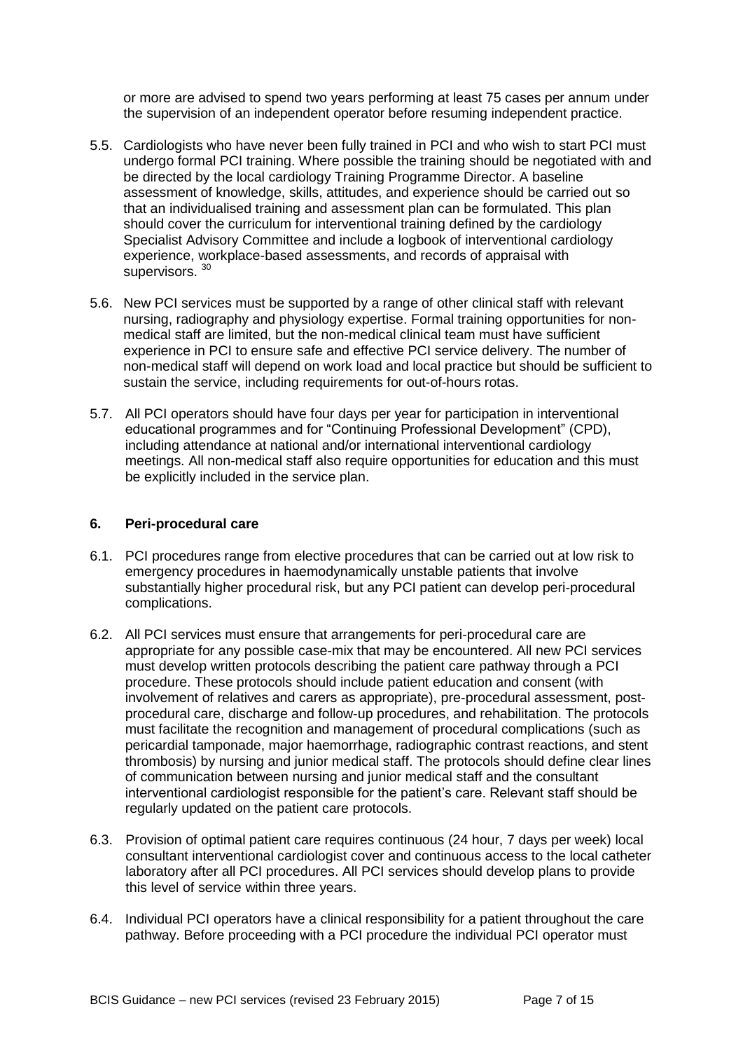or more are advised to spend two years performing at least 75 cases per annum under the supervision of an independent operator before resuming independent practice.

5.5. Cardiologists who have never been fully trained in PCI and who wish to start PCI must undergo formal PCI training. Where possible the training should be negotiated with and be directed by the local cardiology Training Programme Director. A baseline assessment of knowledge, skills, attitudes, and experience should be carried out so that an individualised training and assessment plan can be formulated. This plan should cover the curriculum for interventional training defined by the cardiology Specialist Advisory Committee and include a logbook of interventional cardiology experience, workplace-based assessments, and records of appraisal with supervisors. [30]

5.6. New PCI services must be supported by a range of other clinical staff with relevant nursing, radiography and physiology expertise. Formal training opportunities for non-medical staff are limited, but the non-medical clinical team must have sufficient experience in PCI to ensure safe and effective PCI service delivery. The number of non-medical staff will depend on work load and local practice but should be sufficient to sustain the service, including requirements for out-of-hours rotas.

5.7. All PCI operators should have four days per year for participation in interventional educational programmes and for "Continuing Professional Development" (CPD), including attendance at national and/or international interventional cardiology meetings. All non-medical staff also require opportunities for education and this must be explicitly included in the service plan.

## 6. Peri-procedural care

6.1. PCI procedures range from elective procedures that can be carried out at low risk to emergency procedures in haemodynamically unstable patients that involve substantially higher procedural risk, but any PCI patient can develop peri-procedural complications.

6.2. All PCI services must ensure that arrangements for peri-procedural care are appropriate for any possible case-mix that may be encountered. All new PCI services must develop written protocols describing the patient care pathway through a PCI procedure. These protocols should include patient education and consent (with involvement of relatives and carers as appropriate), pre-procedural assessment, post-procedural care, discharge and follow-up procedures, and rehabilitation. The protocols must facilitate the recognition and management of procedural complications (such as pericardial tamponade, major haemorrhage, radiographic contrast reactions, and stent thrombosis) by nursing and junior medical staff. The protocols should define clear lines of communication between nursing and junior medical staff and the consultant interventional cardiologist responsible for the patient's care. Relevant staff should be regularly updated on the patient care protocols.

6.3. Provision of optimal patient care requires continuous (24 hour, 7 days per week) local consultant interventional cardiologist cover and continuous access to the local catheter laboratory after all PCI procedures. All PCI services should develop plans to provide this level of service within three years.

6.4. Individual PCI operators have a clinical responsibility for a patient throughout the care pathway. Before proceeding with a PCI procedure the individual PCI operator must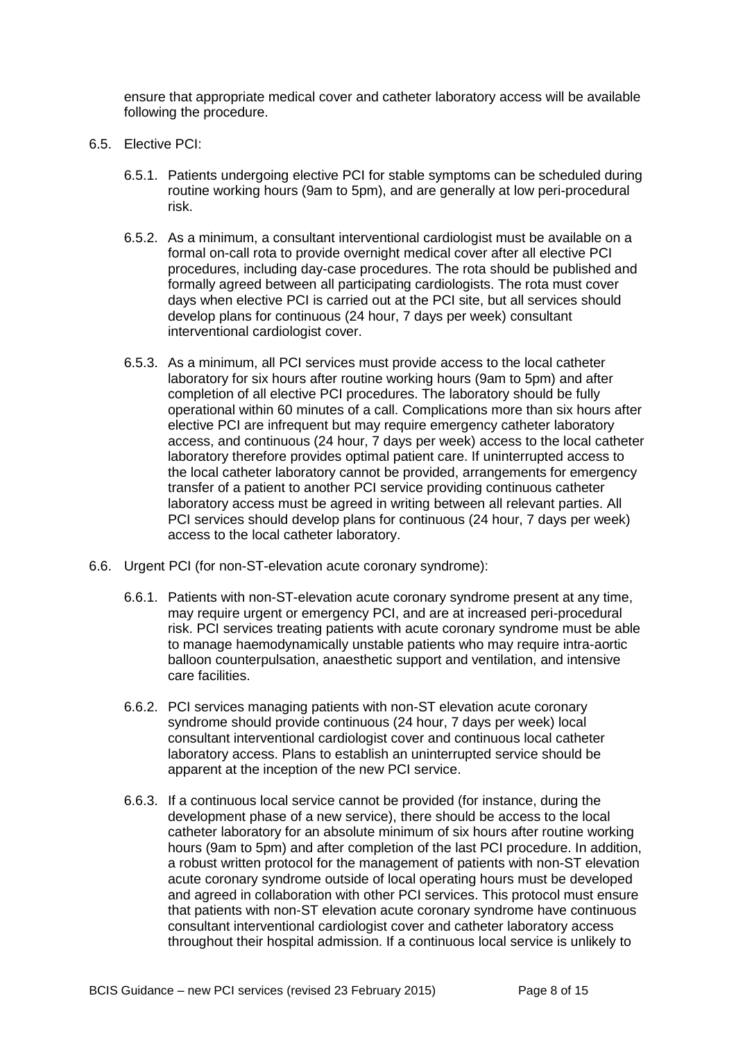ensure that appropriate medical cover and catheter laboratory access will be available following the procedure.

6.5. Elective PCI:

6.5.1. Patients undergoing elective PCI for stable symptoms can be scheduled during routine working hours (9am to 5pm), and are generally at low peri-procedural risk.

6.5.2. As a minimum, a consultant interventional cardiologist must be available on a formal on-call rota to provide overnight medical cover after all elective PCI procedures, including day-case procedures. The rota should be published and formally agreed between all participating cardiologists. The rota must cover days when elective PCI is carried out at the PCI site, but all services should develop plans for continuous (24 hour, 7 days per week) consultant interventional cardiologist cover.

6.5.3. As a minimum, all PCI services must provide access to the local catheter laboratory for six hours after routine working hours (9am to 5pm) and after completion of all elective PCI procedures. The laboratory should be fully operational within 60 minutes of a call. Complications more than six hours after elective PCI are infrequent but may require emergency catheter laboratory access, and continuous (24 hour, 7 days per week) access to the local catheter laboratory therefore provides optimal patient care. If uninterrupted access to the local catheter laboratory cannot be provided, arrangements for emergency transfer of a patient to another PCI service providing continuous catheter laboratory access must be agreed in writing between all relevant parties. All PCI services should develop plans for continuous (24 hour, 7 days per week) access to the local catheter laboratory.

6.6. Urgent PCI (for non-ST-elevation acute coronary syndrome):

6.6.1. Patients with non-ST-elevation acute coronary syndrome present at any time, may require urgent or emergency PCI, and are at increased peri-procedural risk. PCI services treating patients with acute coronary syndrome must be able to manage haemodynamically unstable patients who may require intra-aortic balloon counterpulsation, anaesthetic support and ventilation, and intensive care facilities.

6.6.2. PCI services managing patients with non-ST elevation acute coronary syndrome should provide continuous (24 hour, 7 days per week) local consultant interventional cardiologist cover and continuous local catheter laboratory access. Plans to establish an uninterrupted service should be apparent at the inception of the new PCI service.

6.6.3. If a continuous local service cannot be provided (for instance, during the development phase of a new service), there should be access to the local catheter laboratory for an absolute minimum of six hours after routine working hours (9am to 5pm) and after completion of the last PCI procedure. In addition, a robust written protocol for the management of patients with non-ST elevation acute coronary syndrome outside of local operating hours must be developed and agreed in collaboration with other PCI services. This protocol must ensure that patients with non-ST elevation acute coronary syndrome have continuous consultant interventional cardiologist cover and catheter laboratory access throughout their hospital admission. If a continuous local service is unlikely to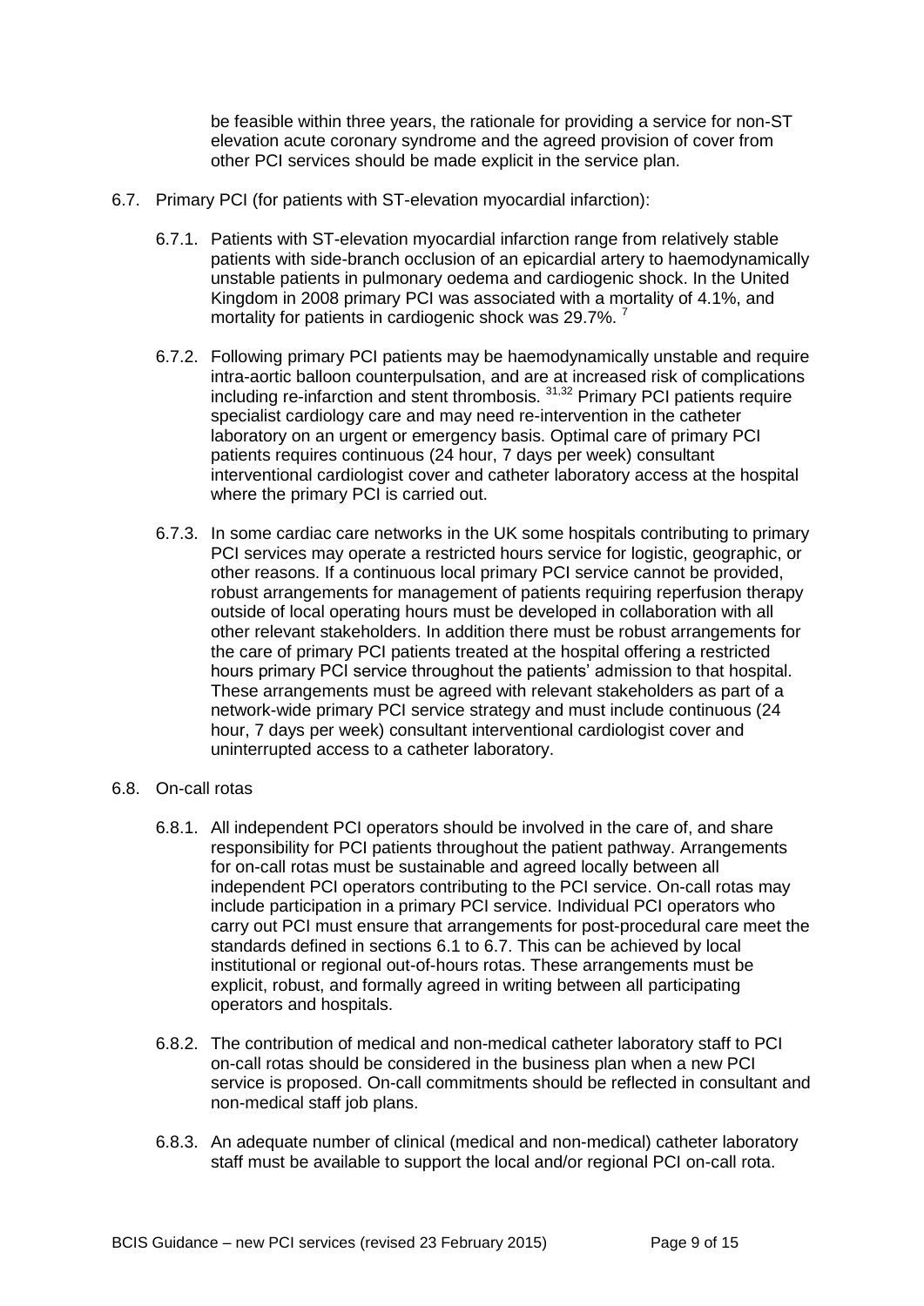be feasible within three years, the rationale for providing a service for non-ST elevation acute coronary syndrome and the agreed provision of cover from other PCI services should be made explicit in the service plan.

6.7. Primary PCI (for patients with ST-elevation myocardial infarction):

6.7.1. Patients with ST-elevation myocardial infarction range from relatively stable patients with side-branch occlusion of an epicardial artery to haemodynamically unstable patients in pulmonary oedema and cardiogenic shock. In the United Kingdom in 2008 primary PCI was associated with a mortality of 4.1%, and mortality for patients in cardiogenic shock was 29.7%. [7]

6.7.2. Following primary PCI patients may be haemodynamically unstable and require intra-aortic balloon counterpulsation, and are at increased risk of complications including re-infarction and stent thrombosis. [31,32] Primary PCI patients require specialist cardiology care and may need re-intervention in the catheter laboratory on an urgent or emergency basis. Optimal care of primary PCI patients requires continuous (24 hour, 7 days per week) consultant interventional cardiologist cover and catheter laboratory access at the hospital where the primary PCI is carried out.

6.7.3. In some cardiac care networks in the UK some hospitals contributing to primary PCI services may operate a restricted hours service for logistic, geographic, or other reasons. If a continuous local primary PCI service cannot be provided, robust arrangements for management of patients requiring reperfusion therapy outside of local operating hours must be developed in collaboration with all other relevant stakeholders. In addition there must be robust arrangements for the care of primary PCI patients treated at the hospital offering a restricted hours primary PCI service throughout the patients' admission to that hospital. These arrangements must be agreed with relevant stakeholders as part of a network-wide primary PCI service strategy and must include continuous (24 hour, 7 days per week) consultant interventional cardiologist cover and uninterrupted access to a catheter laboratory.

6.8. On-call rotas

6.8.1. All independent PCI operators should be involved in the care of, and share responsibility for PCI patients throughout the patient pathway. Arrangements for on-call rotas must be sustainable and agreed locally between all independent PCI operators contributing to the PCI service. On-call rotas may include participation in a primary PCI service. Individual PCI operators who carry out PCI must ensure that arrangements for post-procedural care meet the standards defined in sections 6.1 to 6.7. This can be achieved by local institutional or regional out-of-hours rotas. These arrangements must be explicit, robust, and formally agreed in writing between all participating operators and hospitals.

6.8.2. The contribution of medical and non-medical catheter laboratory staff to PCI on-call rotas should be considered in the business plan when a new PCI service is proposed. On-call commitments should be reflected in consultant and non-medical staff job plans.

6.8.3. An adequate number of clinical (medical and non-medical) catheter laboratory staff must be available to support the local and/or regional PCI on-call rota.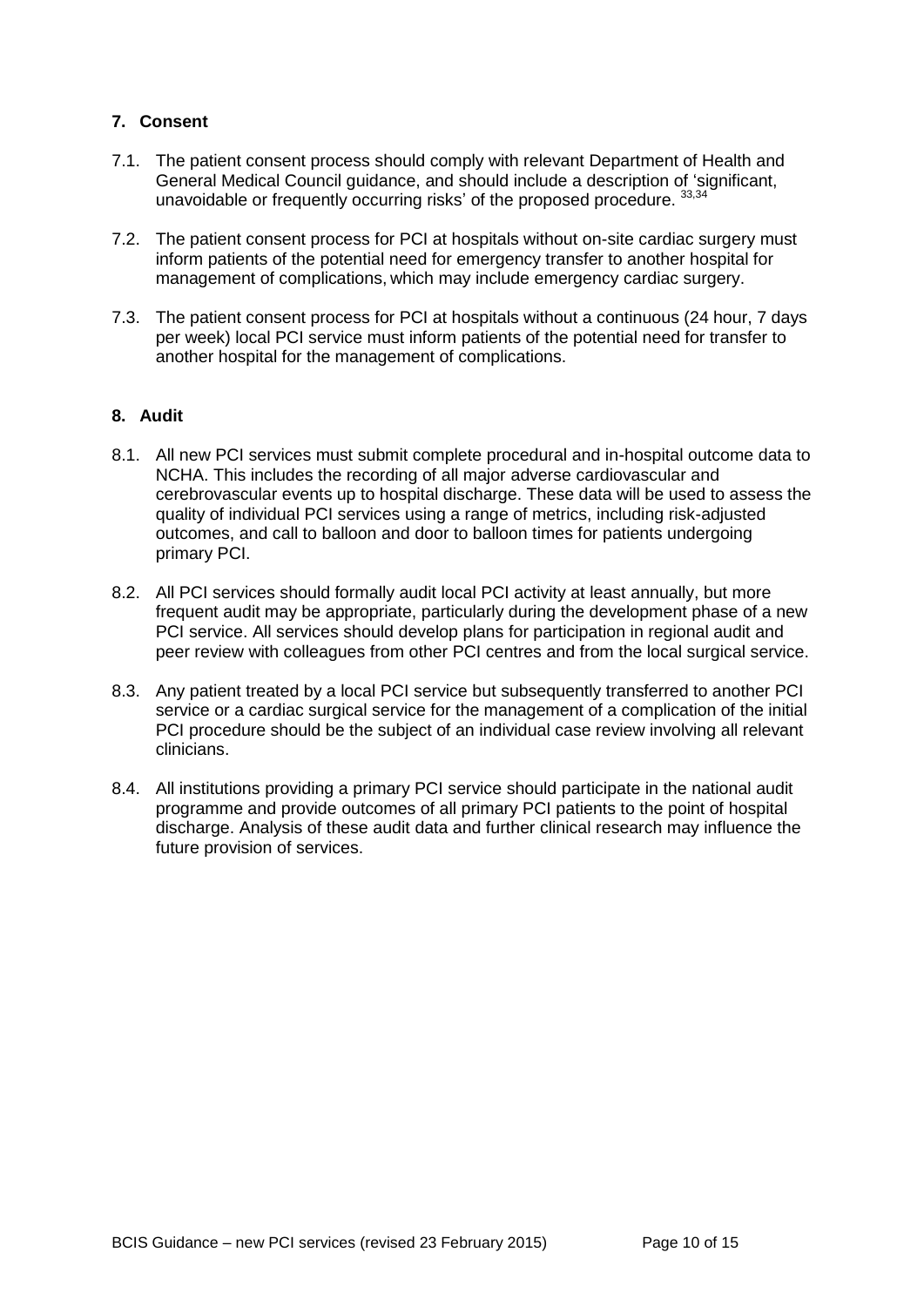## 7. Consent

7.1. The patient consent process should comply with relevant Department of Health and General Medical Council guidance, and should include a description of 'significant, unavoidable or frequently occurring risks' of the proposed procedure. [33,34]

7.2. The patient consent process for PCI at hospitals without on-site cardiac surgery must inform patients of the potential need for emergency transfer to another hospital for management of complications, which may include emergency cardiac surgery.

7.3. The patient consent process for PCI at hospitals without a continuous (24 hour, 7 days per week) local PCI service must inform patients of the potential need for transfer to another hospital for the management of complications.

## 8. Audit

8.1. All new PCI services must submit complete procedural and in-hospital outcome data to NCHA. This includes the recording of all major adverse cardiovascular and cerebrovascular events up to hospital discharge. These data will be used to assess the quality of individual PCI services using a range of metrics, including risk-adjusted outcomes, and call to balloon and door to balloon times for patients undergoing primary PCI.

8.2. All PCI services should formally audit local PCI activity at least annually, but more frequent audit may be appropriate, particularly during the development phase of a new PCI service. All services should develop plans for participation in regional audit and peer review with colleagues from other PCI centres and from the local surgical service.

8.3. Any patient treated by a local PCI service but subsequently transferred to another PCI service or a cardiac surgical service for the management of a complication of the initial PCI procedure should be the subject of an individual case review involving all relevant clinicians.

8.4. All institutions providing a primary PCI service should participate in the national audit programme and provide outcomes of all primary PCI patients to the point of hospital discharge. Analysis of these audit data and further clinical research may influence the future provision of services.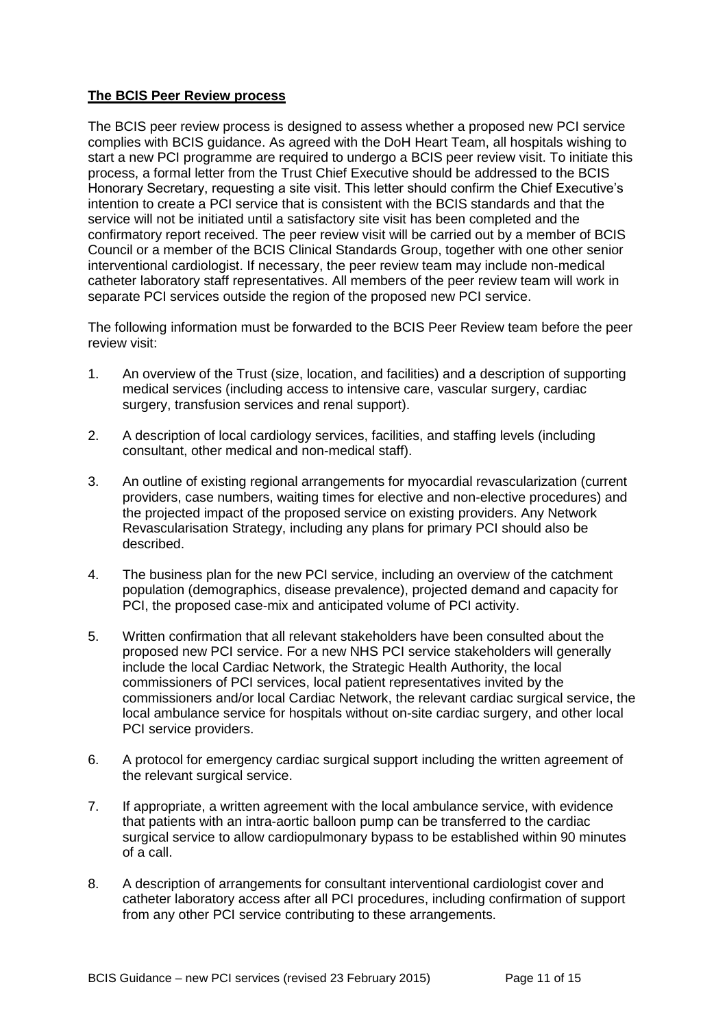**The BCIS Peer Review process**

The BCIS peer review process is designed to assess whether a proposed new PCI service complies with BCIS guidance. As agreed with the DoH Heart Team, all hospitals wishing to start a new PCI programme are required to undergo a BCIS peer review visit. To initiate this process, a formal letter from the Trust Chief Executive should be addressed to the BCIS Honorary Secretary, requesting a site visit. This letter should confirm the Chief Executive's intention to create a PCI service that is consistent with the BCIS standards and that the service will not be initiated until a satisfactory site visit has been completed and the confirmatory report received. The peer review visit will be carried out by a member of BCIS Council or a member of the BCIS Clinical Standards Group, together with one other senior interventional cardiologist. If necessary, the peer review team may include non-medical catheter laboratory staff representatives. All members of the peer review team will work in separate PCI services outside the region of the proposed new PCI service.

The following information must be forwarded to the BCIS Peer Review team before the peer review visit:

1. An overview of the Trust (size, location, and facilities) and a description of supporting medical services (including access to intensive care, vascular surgery, cardiac surgery, transfusion services and renal support).
2. A description of local cardiology services, facilities, and staffing levels (including consultant, other medical and non-medical staff).
3. An outline of existing regional arrangements for myocardial revascularization (current providers, case numbers, waiting times for elective and non-elective procedures) and the projected impact of the proposed service on existing providers. Any Network Revascularisation Strategy, including any plans for primary PCI should also be described.
4. The business plan for the new PCI service, including an overview of the catchment population (demographics, disease prevalence), projected demand and capacity for PCI, the proposed case-mix and anticipated volume of PCI activity.
5. Written confirmation that all relevant stakeholders have been consulted about the proposed new PCI service. For a new NHS PCI service stakeholders will generally include the local Cardiac Network, the Strategic Health Authority, the local commissioners of PCI services, local patient representatives invited by the commissioners and/or local Cardiac Network, the relevant cardiac surgical service, the local ambulance service for hospitals without on-site cardiac surgery, and other local PCI service providers.
6. A protocol for emergency cardiac surgical support including the written agreement of the relevant surgical service.
7. If appropriate, a written agreement with the local ambulance service, with evidence that patients with an intra-aortic balloon pump can be transferred to the cardiac surgical service to allow cardiopulmonary bypass to be established within 90 minutes of a call.
8. A description of arrangements for consultant interventional cardiologist cover and catheter laboratory access after all PCI procedures, including confirmation of support from any other PCI service contributing to these arrangements.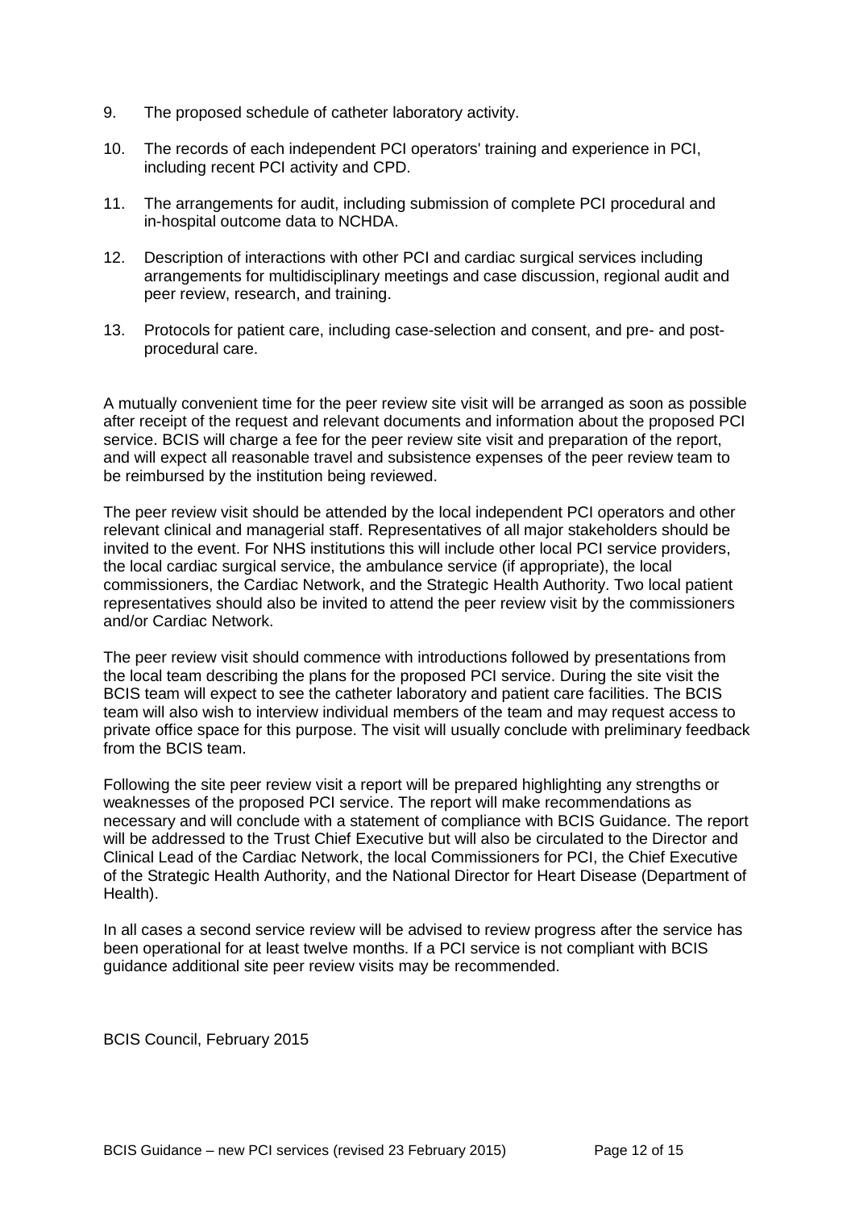9. The proposed schedule of catheter laboratory activity.

10. The records of each independent PCI operators' training and experience in PCI, including recent PCI activity and CPD.

11. The arrangements for audit, including submission of complete PCI procedural and in-hospital outcome data to NCHDA.

12. Description of interactions with other PCI and cardiac surgical services including arrangements for multidisciplinary meetings and case discussion, regional audit and peer review, research, and training.

13. Protocols for patient care, including case-selection and consent, and pre- and post-procedural care.

A mutually convenient time for the peer review site visit will be arranged as soon as possible after receipt of the request and relevant documents and information about the proposed PCI service. BCIS will charge a fee for the peer review site visit and preparation of the report, and will expect all reasonable travel and subsistence expenses of the peer review team to be reimbursed by the institution being reviewed.

The peer review visit should be attended by the local independent PCI operators and other relevant clinical and managerial staff. Representatives of all major stakeholders should be invited to the event. For NHS institutions this will include other local PCI service providers, the local cardiac surgical service, the ambulance service (if appropriate), the local commissioners, the Cardiac Network, and the Strategic Health Authority. Two local patient representatives should also be invited to attend the peer review visit by the commissioners and/or Cardiac Network.

The peer review visit should commence with introductions followed by presentations from the local team describing the plans for the proposed PCI service. During the site visit the BCIS team will expect to see the catheter laboratory and patient care facilities. The BCIS team will also wish to interview individual members of the team and may request access to private office space for this purpose. The visit will usually conclude with preliminary feedback from the BCIS team.

Following the site peer review visit a report will be prepared highlighting any strengths or weaknesses of the proposed PCI service. The report will make recommendations as necessary and will conclude with a statement of compliance with BCIS Guidance. The report will be addressed to the Trust Chief Executive but will also be circulated to the Director and Clinical Lead of the Cardiac Network, the local Commissioners for PCI, the Chief Executive of the Strategic Health Authority, and the National Director for Heart Disease (Department of Health).

In all cases a second service review will be advised to review progress after the service has been operational for at least twelve months. If a PCI service is not compliant with BCIS guidance additional site peer review visits may be recommended.

BCIS Council, February 2015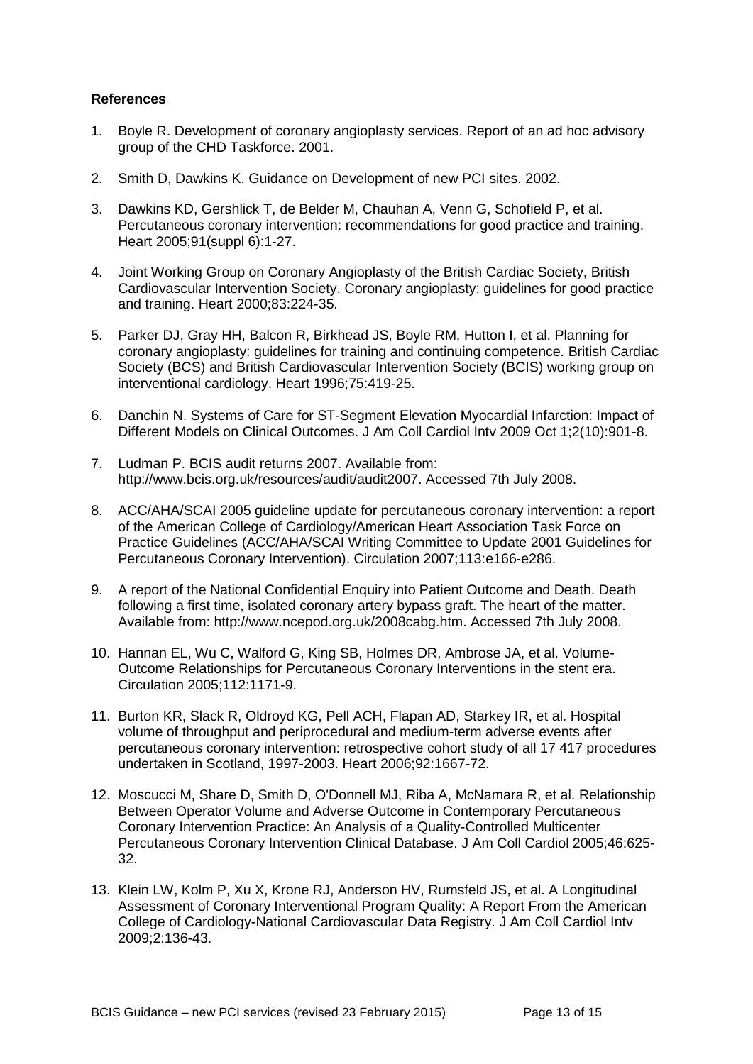**References**

1. Boyle R. Development of coronary angioplasty services. Report of an ad hoc advisory group of the CHD Taskforce. 2001.

2. Smith D, Dawkins K. Guidance on Development of new PCI sites. 2002.

3. Dawkins KD, Gershlick T, de Belder M, Chauhan A, Venn G, Schofield P, et al. Percutaneous coronary intervention: recommendations for good practice and training. Heart 2005;91(suppl 6):1-27.

4. Joint Working Group on Coronary Angioplasty of the British Cardiac Society, British Cardiovascular Intervention Society. Coronary angioplasty: guidelines for good practice and training. Heart 2000;83:224-35.

5. Parker DJ, Gray HH, Balcon R, Birkhead JS, Boyle RM, Hutton I, et al. Planning for coronary angioplasty: guidelines for training and continuing competence. British Cardiac Society (BCS) and British Cardiovascular Intervention Society (BCIS) working group on interventional cardiology. Heart 1996;75:419-25.

6. Danchin N. Systems of Care for ST-Segment Elevation Myocardial Infarction: Impact of Different Models on Clinical Outcomes. J Am Coll Cardiol Intv 2009 Oct 1;2(10):901-8.

7. Ludman P. BCIS audit returns 2007. Available from: http://www.bcis.org.uk/resources/audit/audit2007. Accessed 7th July 2008.

8. ACC/AHA/SCAI 2005 guideline update for percutaneous coronary intervention: a report of the American College of Cardiology/American Heart Association Task Force on Practice Guidelines (ACC/AHA/SCAI Writing Committee to Update 2001 Guidelines for Percutaneous Coronary Intervention). Circulation 2007;113:e166-e286.

9. A report of the National Confidential Enquiry into Patient Outcome and Death. Death following a first time, isolated coronary artery bypass graft. The heart of the matter. Available from: http://www.ncepod.org.uk/2008cabg.htm. Accessed 7th July 2008.

10. Hannan EL, Wu C, Walford G, King SB, Holmes DR, Ambrose JA, et al. Volume-Outcome Relationships for Percutaneous Coronary Interventions in the stent era. Circulation 2005;112:1171-9.

11. Burton KR, Slack R, Oldroyd KG, Pell ACH, Flapan AD, Starkey IR, et al. Hospital volume of throughput and periprocedural and medium-term adverse events after percutaneous coronary intervention: retrospective cohort study of all 17 417 procedures undertaken in Scotland, 1997-2003. Heart 2006;92:1667-72.

12. Moscucci M, Share D, Smith D, O'Donnell MJ, Riba A, McNamara R, et al. Relationship Between Operator Volume and Adverse Outcome in Contemporary Percutaneous Coronary Intervention Practice: An Analysis of a Quality-Controlled Multicenter Percutaneous Coronary Intervention Clinical Database. J Am Coll Cardiol 2005;46:625-32.

13. Klein LW, Kolm P, Xu X, Krone RJ, Anderson HV, Rumsfeld JS, et al. A Longitudinal Assessment of Coronary Interventional Program Quality: A Report From the American College of Cardiology-National Cardiovascular Data Registry. J Am Coll Cardiol Intv 2009;2:136-43.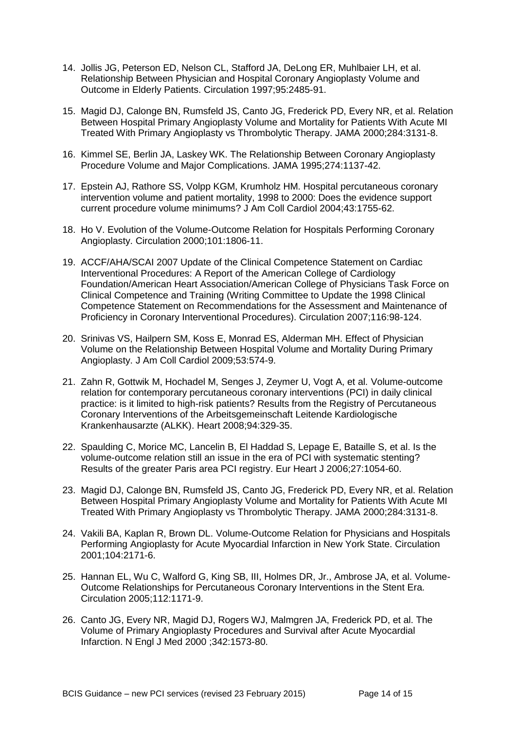14. Jollis JG, Peterson ED, Nelson CL, Stafford JA, DeLong ER, Muhlbaier LH, et al. Relationship Between Physician and Hospital Coronary Angioplasty Volume and Outcome in Elderly Patients. Circulation 1997;95:2485-91.

15. Magid DJ, Calonge BN, Rumsfeld JS, Canto JG, Frederick PD, Every NR, et al. Relation Between Hospital Primary Angioplasty Volume and Mortality for Patients With Acute MI Treated With Primary Angioplasty vs Thrombolytic Therapy. JAMA 2000;284:3131-8.

16. Kimmel SE, Berlin JA, Laskey WK. The Relationship Between Coronary Angioplasty Procedure Volume and Major Complications. JAMA 1995;274:1137-42.

17. Epstein AJ, Rathore SS, Volpp KGM, Krumholz HM. Hospital percutaneous coronary intervention volume and patient mortality, 1998 to 2000: Does the evidence support current procedure volume minimums? J Am Coll Cardiol 2004;43:1755-62.

18. Ho V. Evolution of the Volume-Outcome Relation for Hospitals Performing Coronary Angioplasty. Circulation 2000;101:1806-11.

19. ACCF/AHA/SCAI 2007 Update of the Clinical Competence Statement on Cardiac Interventional Procedures: A Report of the American College of Cardiology Foundation/American Heart Association/American College of Physicians Task Force on Clinical Competence and Training (Writing Committee to Update the 1998 Clinical Competence Statement on Recommendations for the Assessment and Maintenance of Proficiency in Coronary Interventional Procedures). Circulation 2007;116:98-124.

20. Srinivas VS, Hailpern SM, Koss E, Monrad ES, Alderman MH. Effect of Physician Volume on the Relationship Between Hospital Volume and Mortality During Primary Angioplasty. J Am Coll Cardiol 2009;53:574-9.

21. Zahn R, Gottwik M, Hochadel M, Senges J, Zeymer U, Vogt A, et al. Volume-outcome relation for contemporary percutaneous coronary interventions (PCI) in daily clinical practice: is it limited to high-risk patients? Results from the Registry of Percutaneous Coronary Interventions of the Arbeitsgemeinschaft Leitende Kardiologische Krankenhausarzte (ALKK). Heart 2008;94:329-35.

22. Spaulding C, Morice MC, Lancelin B, El Haddad S, Lepage E, Bataille S, et al. Is the volume-outcome relation still an issue in the era of PCI with systematic stenting? Results of the greater Paris area PCI registry. Eur Heart J 2006;27:1054-60.

23. Magid DJ, Calonge BN, Rumsfeld JS, Canto JG, Frederick PD, Every NR, et al. Relation Between Hospital Primary Angioplasty Volume and Mortality for Patients With Acute MI Treated With Primary Angioplasty vs Thrombolytic Therapy. JAMA 2000;284:3131-8.

24. Vakili BA, Kaplan R, Brown DL. Volume-Outcome Relation for Physicians and Hospitals Performing Angioplasty for Acute Myocardial Infarction in New York State. Circulation 2001;104:2171-6.

25. Hannan EL, Wu C, Walford G, King SB, III, Holmes DR, Jr., Ambrose JA, et al. Volume-Outcome Relationships for Percutaneous Coronary Interventions in the Stent Era. Circulation 2005;112:1171-9.

26. Canto JG, Every NR, Magid DJ, Rogers WJ, Malmgren JA, Frederick PD, et al. The Volume of Primary Angioplasty Procedures and Survival after Acute Myocardial Infarction. N Engl J Med 2000 ;342:1573-80.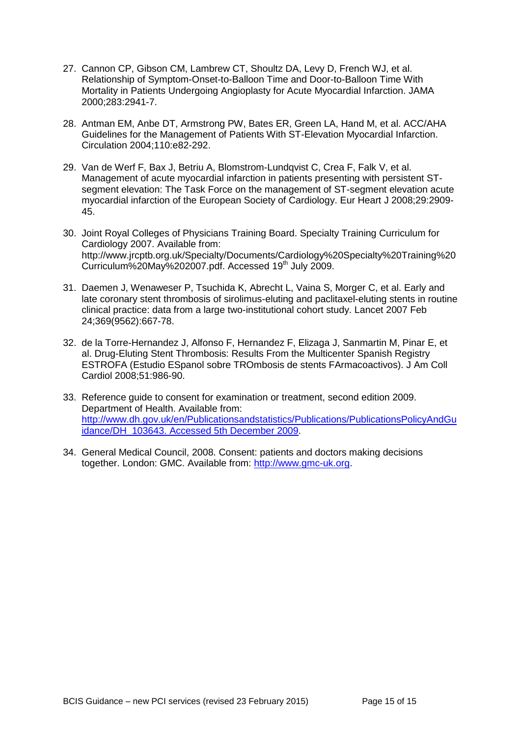27. Cannon CP, Gibson CM, Lambrew CT, Shoultz DA, Levy D, French WJ, et al. Relationship of Symptom-Onset-to-Balloon Time and Door-to-Balloon Time With Mortality in Patients Undergoing Angioplasty for Acute Myocardial Infarction. JAMA 2000;283:2941-7.

28. Antman EM, Anbe DT, Armstrong PW, Bates ER, Green LA, Hand M, et al. ACC/AHA Guidelines for the Management of Patients With ST-Elevation Myocardial Infarction. Circulation 2004;110:e82-292.

29. Van de Werf F, Bax J, Betriu A, Blomstrom-Lundqvist C, Crea F, Falk V, et al. Management of acute myocardial infarction in patients presenting with persistent ST-segment elevation: The Task Force on the management of ST-segment elevation acute myocardial infarction of the European Society of Cardiology. Eur Heart J 2008;29:2909-45.

30. Joint Royal Colleges of Physicians Training Board. Specialty Training Curriculum for Cardiology 2007. Available from: http://www.jrcptb.org.uk/Specialty/Documents/Cardiology%20Specialty%20Training%20Curriculum%20May%202007.pdf. Accessed 19th July 2009.

31. Daemen J, Wenaweser P, Tsuchida K, Abrecht L, Vaina S, Morger C, et al. Early and late coronary stent thrombosis of sirolimus-eluting and paclitaxel-eluting stents in routine clinical practice: data from a large two-institutional cohort study. Lancet 2007 Feb 24;369(9562):667-78.

32. de la Torre-Hernandez J, Alfonso F, Hernandez F, Elizaga J, Sanmartin M, Pinar E, et al. Drug-Eluting Stent Thrombosis: Results From the Multicenter Spanish Registry ESTROFA (Estudio ESpanol sobre TROmbosis de stents FArmacoactivos). J Am Coll Cardiol 2008;51:986-90.

33. Reference guide to consent for examination or treatment, second edition 2009. Department of Health. Available from: [http://www.dh.gov.uk/en/Publicationsandstatistics/Publications/PublicationsPolicyAndGuidance/DH_103643. Accessed 5th December 2009](http://www.dh.gov.uk/en/Publicationsandstatistics/Publications/PublicationsPolicyAndGuidance/DH_103643).

34. General Medical Council, 2008. Consent: patients and doctors making decisions together. London: GMC. Available from: [http://www.gmc-uk.org](http://www.gmc-uk.org).